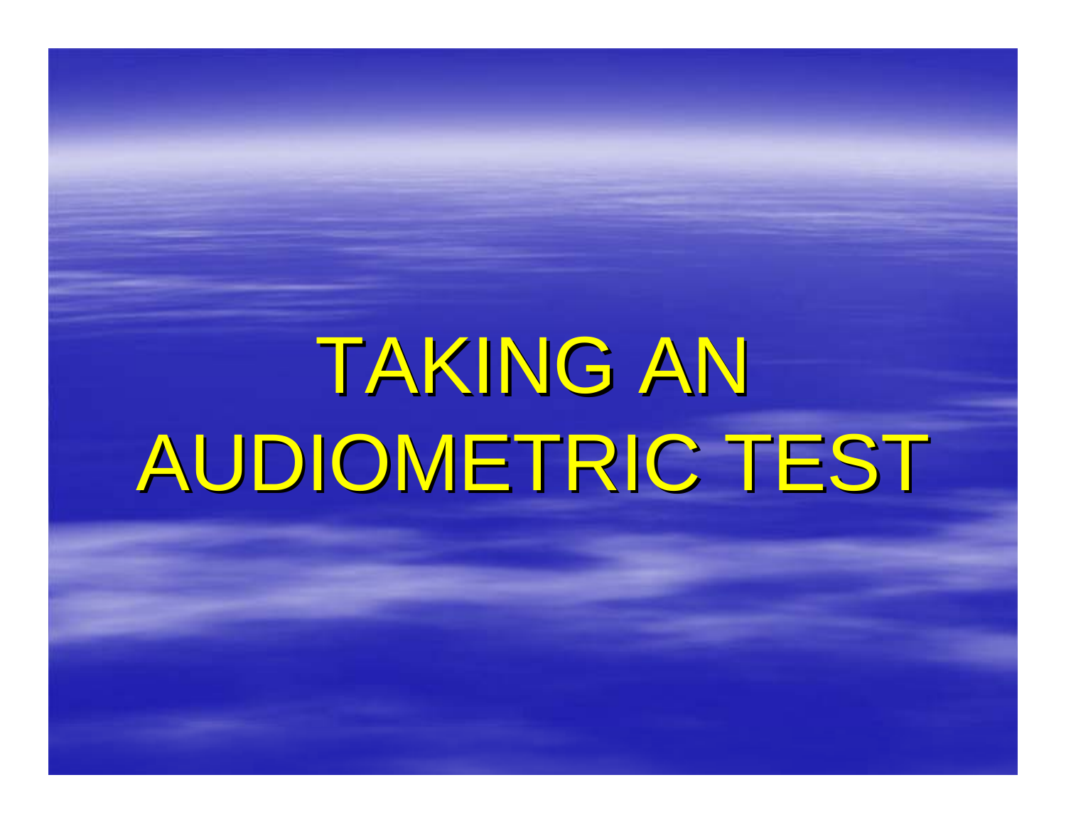# TAKING AN AUDIOMETRIC TEST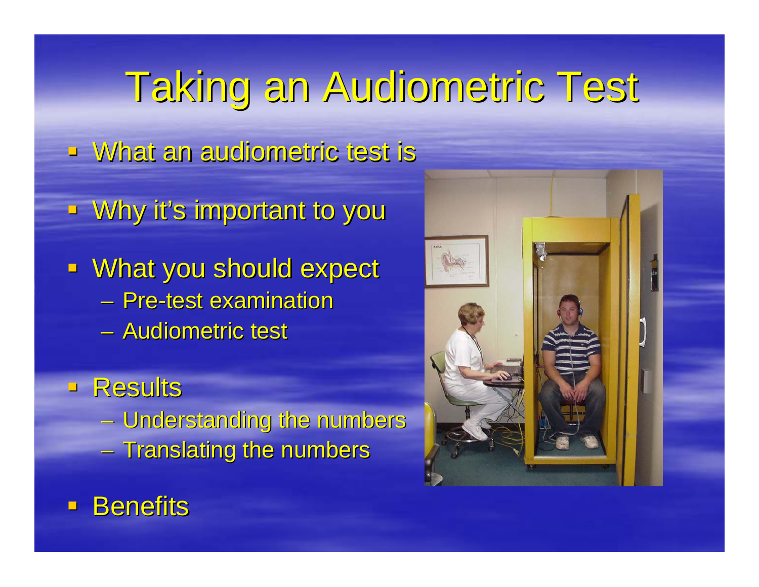# Taking an Audiometric Test

- What an audiometric test is
- Why it's important to you
- What you should expect
  - Pre-test examination
  - Audiometric test
- Results
  - Understanding the numbers
  - Translating the numbers
- Benefits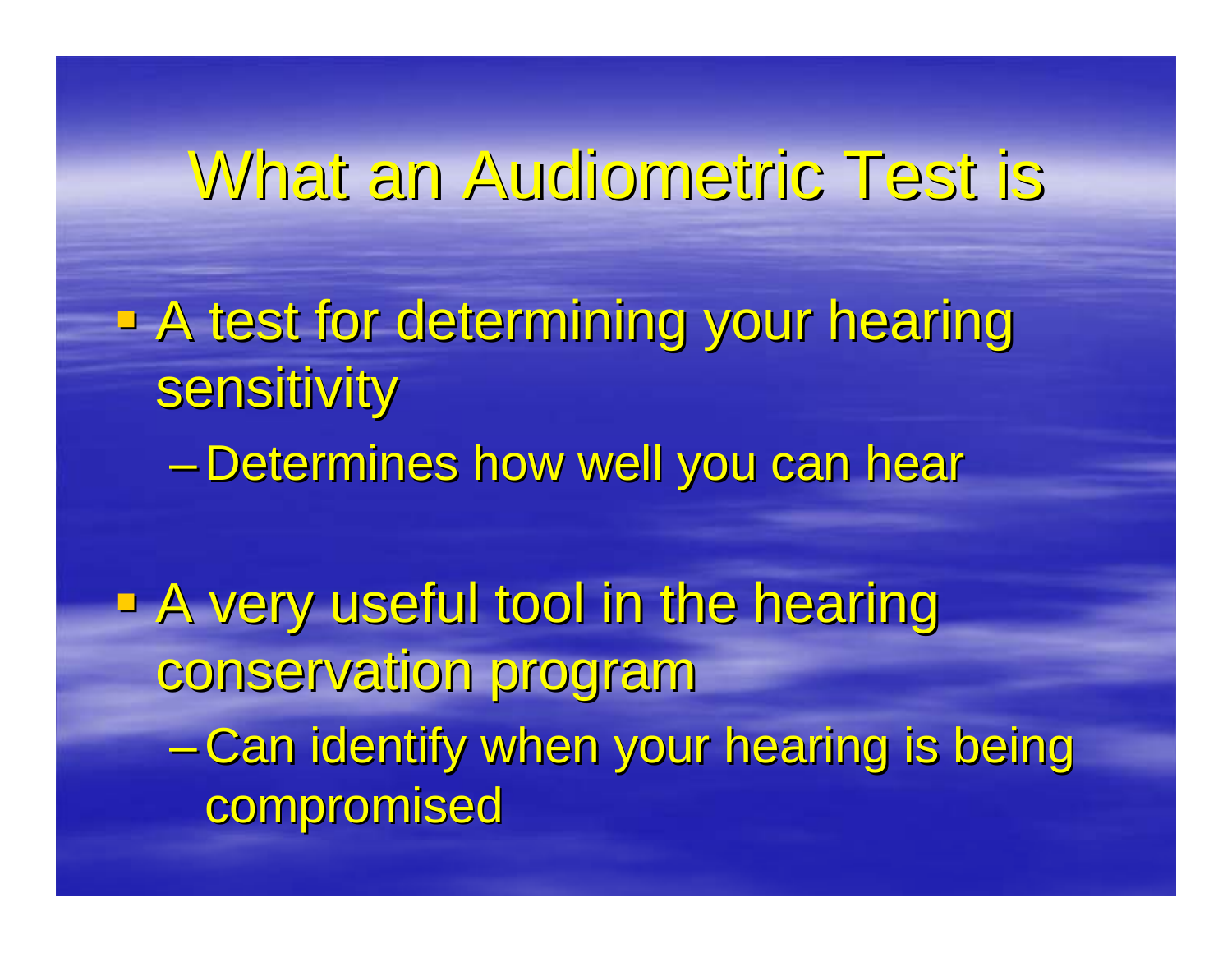# What an Audiometric Test is

- A test for determining your hearing sensitivity
  - Determines how well you can hear

- A very useful tool in the hearing conservation program
  - Can identify when your hearing is being compromised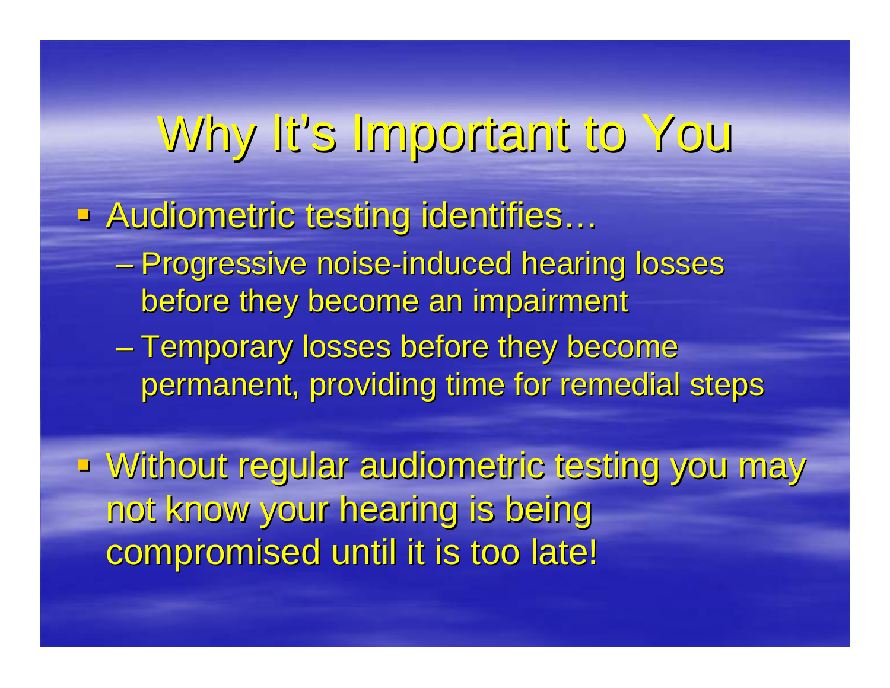# Why It's Important to You

- Audiometric testing identifies…
  - Progressive noise-induced hearing losses before they become an impairment
  - Temporary losses before they become permanent, providing time for remedial steps
- Without regular audiometric testing you may not know your hearing is being compromised until it is too late!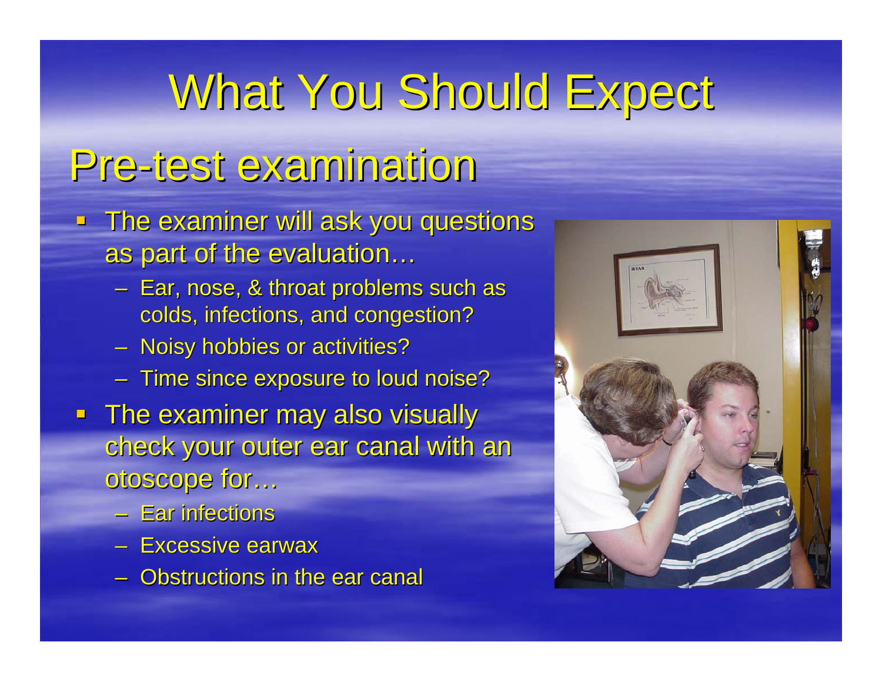# What You Should Expect

## Pre-test examination

- The examiner will ask you questions as part of the evaluation…
  - Ear, nose, & throat problems such as colds, infections, and congestion?
  - Noisy hobbies or activities?
  - Time since exposure to loud noise?
- The examiner may also visually check your outer ear canal with an otoscope for…
  - Ear infections
  - Excessive earwax
  - Obstructions in the ear canal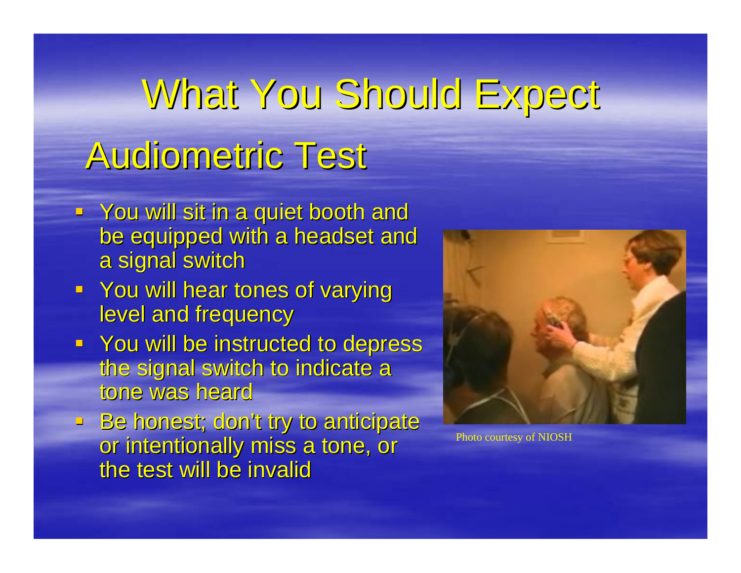# What You Should Expect

## Audiometric Test

- You will sit in a quiet booth and be equipped with a headset and a signal switch
- You will hear tones of varying level and frequency
- You will be instructed to depress the signal switch to indicate a tone was heard
- Be honest; don't try to anticipate or intentionally miss a tone, or the test will be invalid

Photo courtesy of NIOSH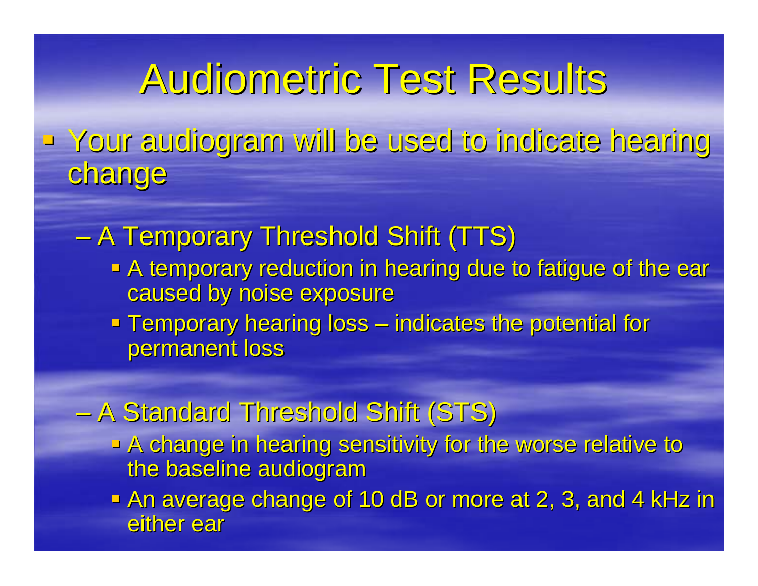# Audiometric Test Results

- Your audiogram will be used to indicate hearing change
  - A Temporary Threshold Shift (TTS)
    - A temporary reduction in hearing due to fatigue of the ear caused by noise exposure
    - Temporary hearing loss – indicates the potential for permanent loss
  - A Standard Threshold Shift (STS)
    - A change in hearing sensitivity for the worse relative to the baseline audiogram
    - An average change of 10 dB or more at 2, 3, and 4 kHz in either ear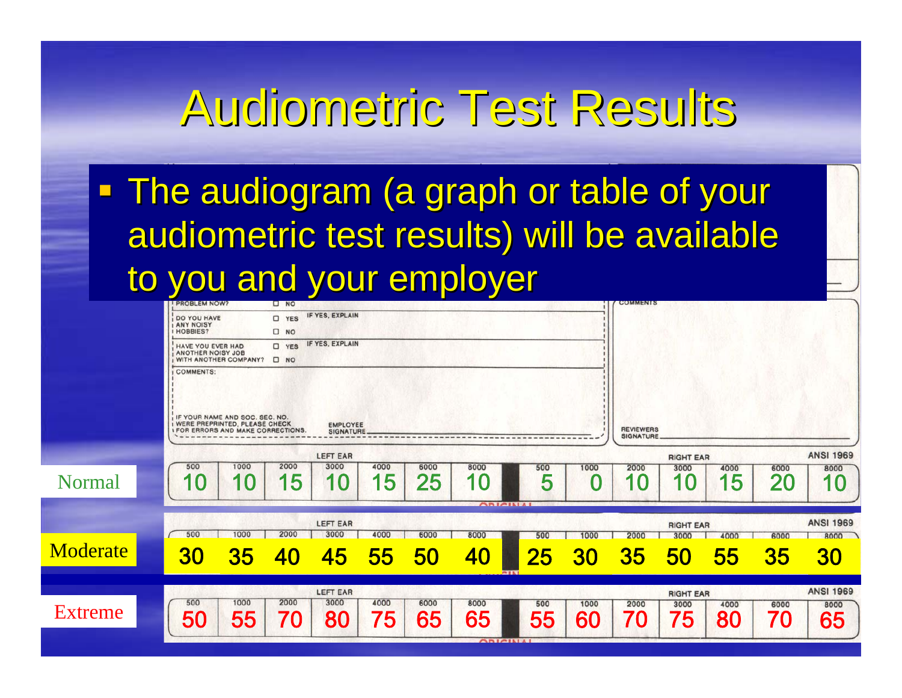# Audiometric Test Results

- The audiogram (a graph or table of your audiometric test results) will be available to you and your employer

| | Left Ear 500 | 1000 | 2000 | 3000 | 4000 | 6000 | 8000 | Right Ear 500 | 1000 | 2000 | 3000 | 4000 | 6000 | 8000 |
|---|---|---|---|---|---|---|---|---|---|---|---|---|---|---|
| Normal | 10 | 10 | 15 | 10 | 15 | 25 | 10 | 5 | 0 | 10 | 10 | 15 | 20 | 10 |
| Moderate | 30 | 35 | 40 | 45 | 55 | 50 | 40 | 25 | 30 | 35 | 50 | 55 | 35 | 30 |
| Extreme | 50 | 55 | 70 | 80 | 75 | 65 | 65 | 55 | 60 | 70 | 75 | 80 | 70 | 65 |

ANSI 1969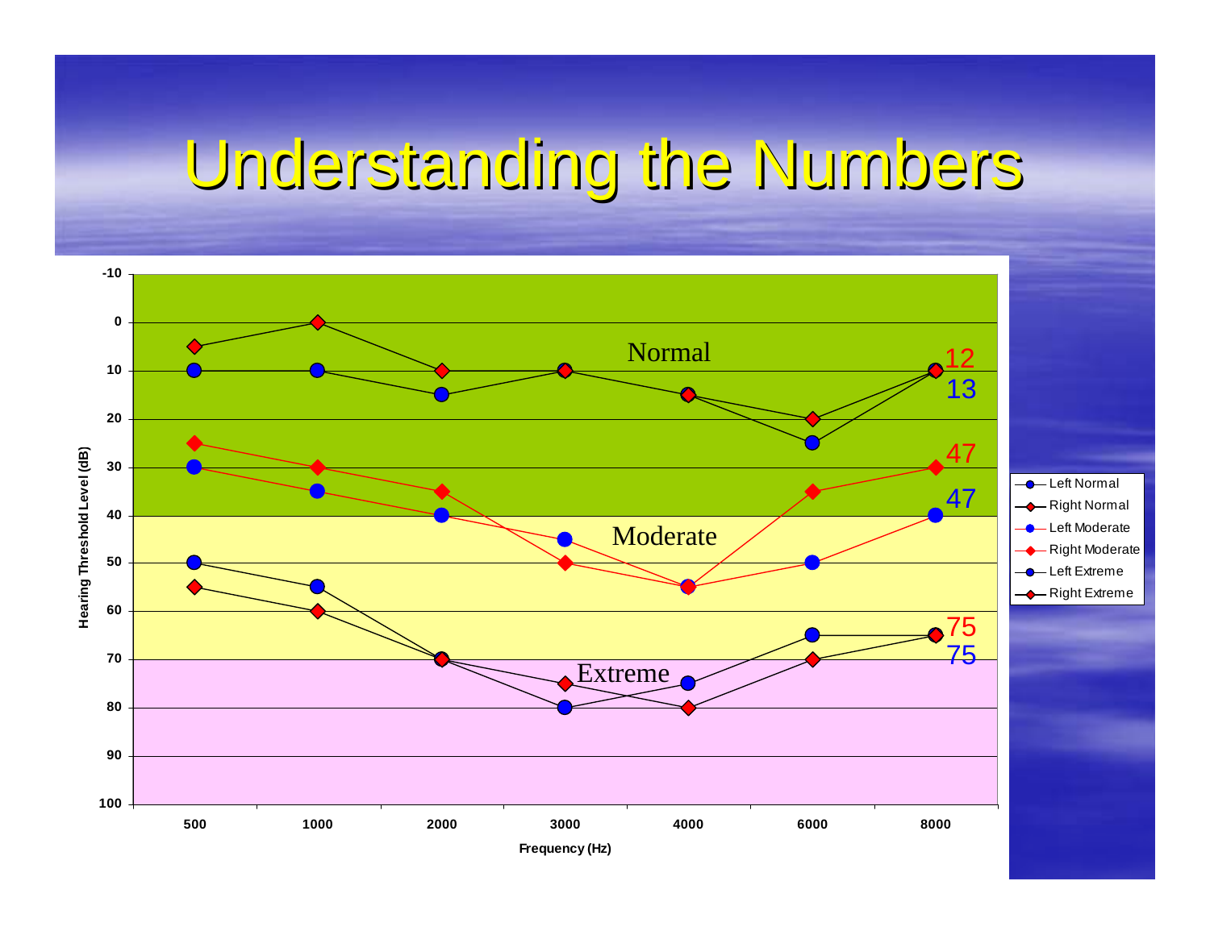# Understanding the Numbers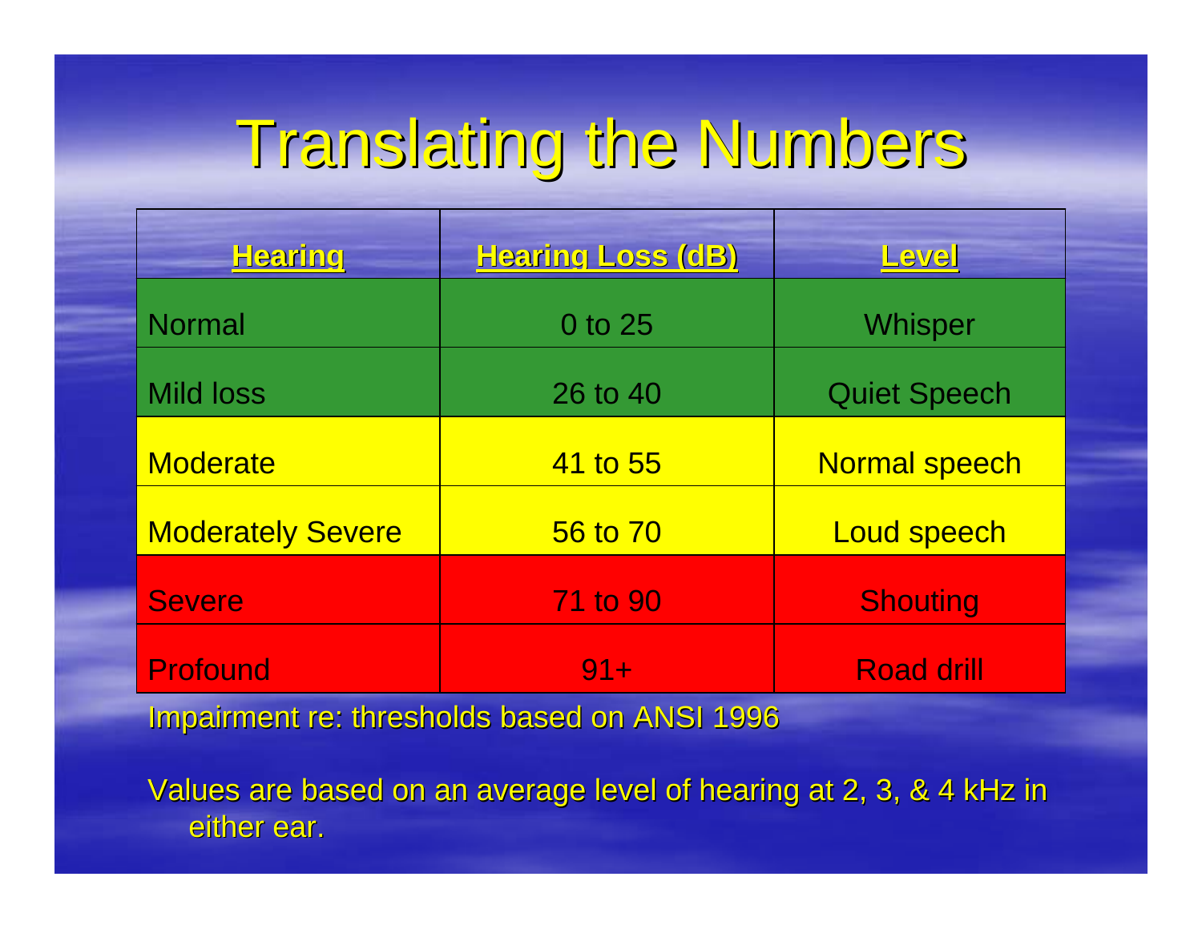# Translating the Numbers

| Hearing | Hearing Loss (dB) | Level |
|---|---|---|
| Normal | 0 to 25 | Whisper |
| Mild loss | 26 to 40 | Quiet Speech |
| Moderate | 41 to 55 | Normal speech |
| Moderately Severe | 56 to 70 | Loud speech |
| Severe | 71 to 90 | Shouting |
| Profound | 91+ | Road drill |

Impairment re: thresholds based on ANSI 1996

Values are based on an average level of hearing at 2, 3, & 4 kHz in either ear.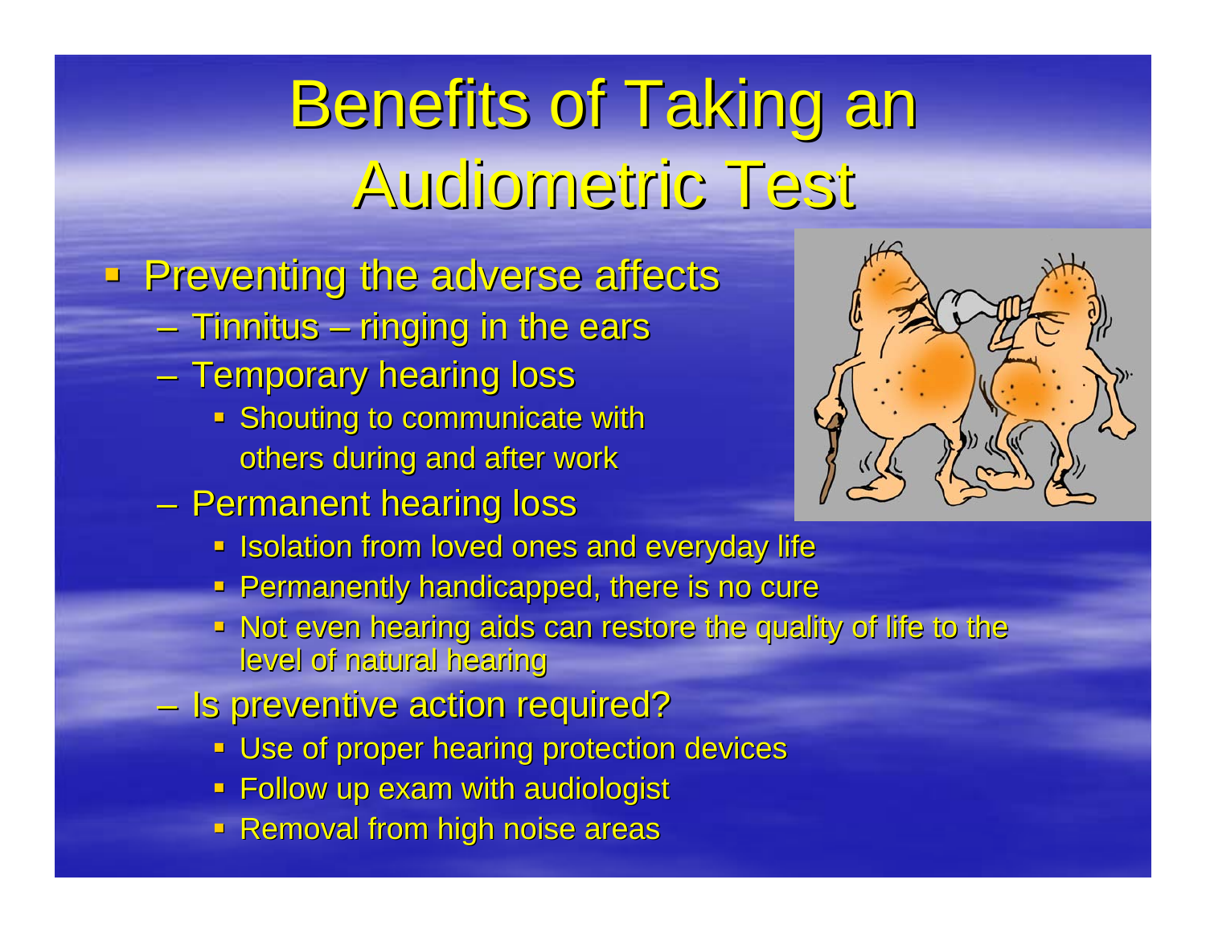# Benefits of Taking an Audiometric Test

- Preventing the adverse affects
  - Tinnitus – ringing in the ears
  - Temporary hearing loss
    - Shouting to communicate with others during and after work
  - Permanent hearing loss
    - Isolation from loved ones and everyday life
    - Permanently handicapped, there is no cure
    - Not even hearing aids can restore the quality of life to the level of natural hearing
  - Is preventive action required?
    - Use of proper hearing protection devices
    - Follow up exam with audiologist
    - Removal from high noise areas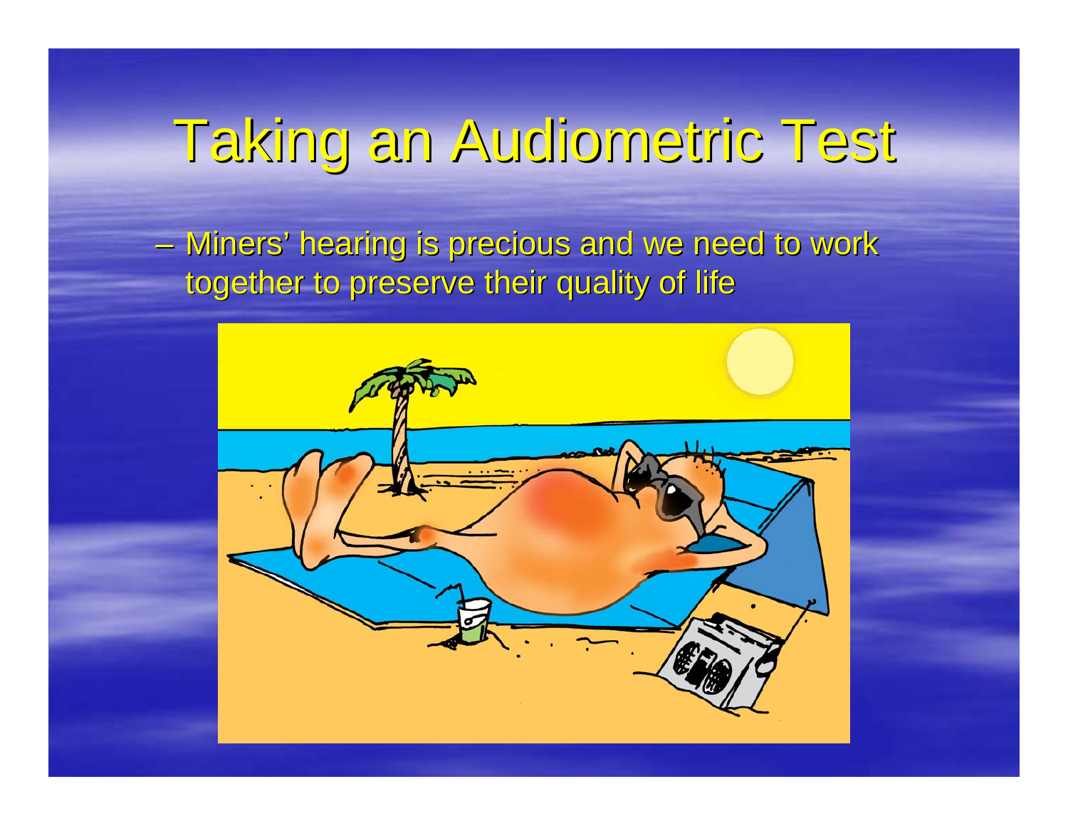# Taking an Audiometric Test

- Miners' hearing is precious and we need to work together to preserve their quality of life